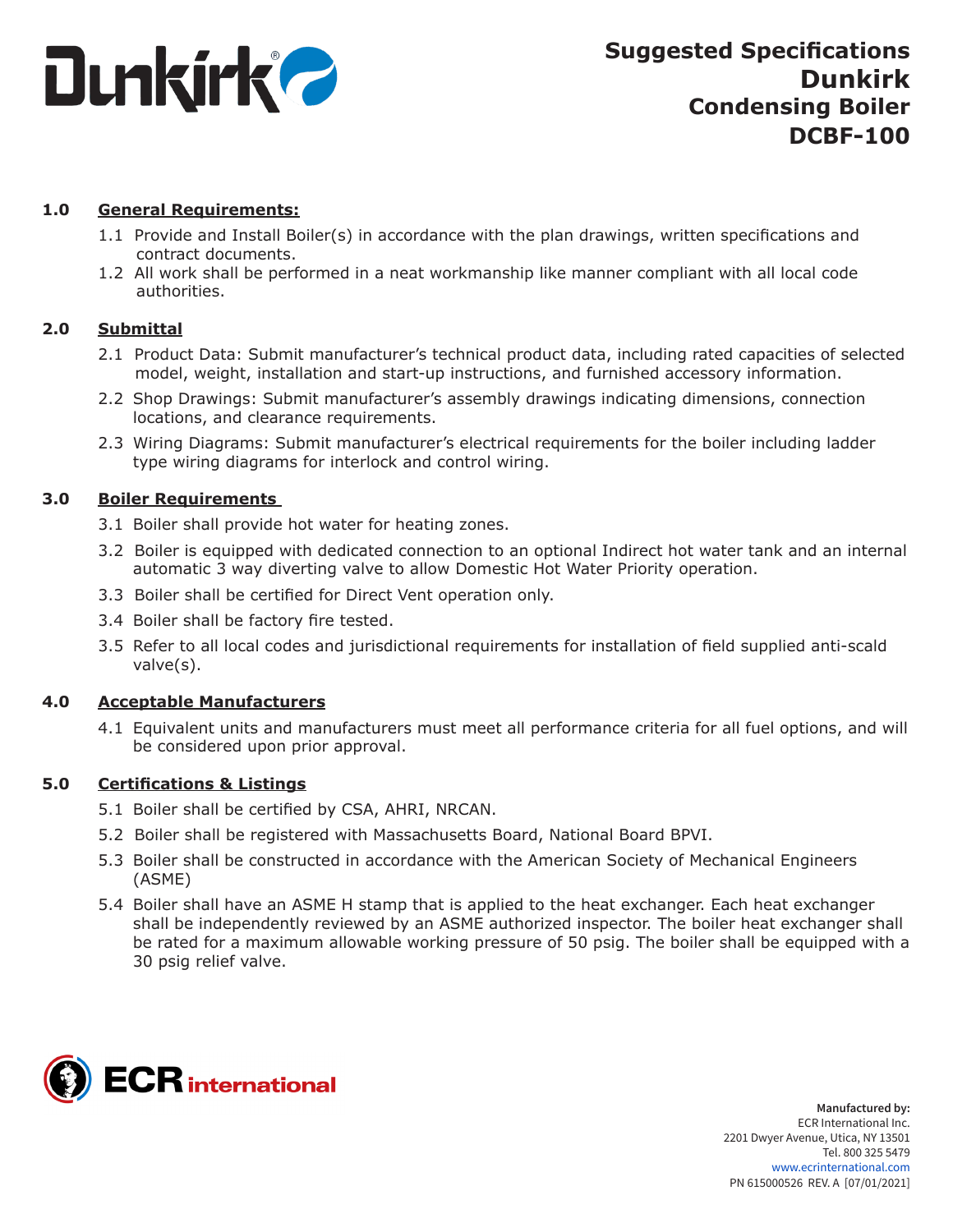# Suggested Specifications Dunkirk Condensing Boiler DCBF-100

## 1.0 General Requirements:

1.1 Provide and Install Boiler(s) in accordance with the plan drawings, written specifications and contract documents.

1.2 All work shall be performed in a neat workmanship like manner compliant with all local code authorities.

## 2.0 Submittal

2.1 Product Data: Submit manufacturer's technical product data, including rated capacities of selected model, weight, installation and start-up instructions, and furnished accessory information.

2.2 Shop Drawings: Submit manufacturer's assembly drawings indicating dimensions, connection locations, and clearance requirements.

2.3 Wiring Diagrams: Submit manufacturer's electrical requirements for the boiler including ladder type wiring diagrams for interlock and control wiring.

## 3.0 Boiler Requirements

3.1 Boiler shall provide hot water for heating zones.

3.2 Boiler is equipped with dedicated connection to an optional Indirect hot water tank and an internal automatic 3 way diverting valve to allow Domestic Hot Water Priority operation.

3.3 Boiler shall be certified for Direct Vent operation only.

3.4 Boiler shall be factory fire tested.

3.5 Refer to all local codes and jurisdictional requirements for installation of field supplied anti-scald valve(s).

## 4.0 Acceptable Manufacturers

4.1 Equivalent units and manufacturers must meet all performance criteria for all fuel options, and will be considered upon prior approval.

## 5.0 Certifications & Listings

5.1 Boiler shall be certified by CSA, AHRI, NRCAN.

5.2 Boiler shall be registered with Massachusetts Board, National Board BPVI.

5.3 Boiler shall be constructed in accordance with the American Society of Mechanical Engineers (ASME)

5.4 Boiler shall have an ASME H stamp that is applied to the heat exchanger. Each heat exchanger shall be independently reviewed by an ASME authorized inspector. The boiler heat exchanger shall be rated for a maximum allowable working pressure of 50 psig. The boiler shall be equipped with a 30 psig relief valve.

**Manufactured by:**
ECR International Inc.
2201 Dwyer Avenue, Utica, NY 13501
Tel. 800 325 5479
www.ecrinternational.com
PN 615000526 REV. A [07/01/2021]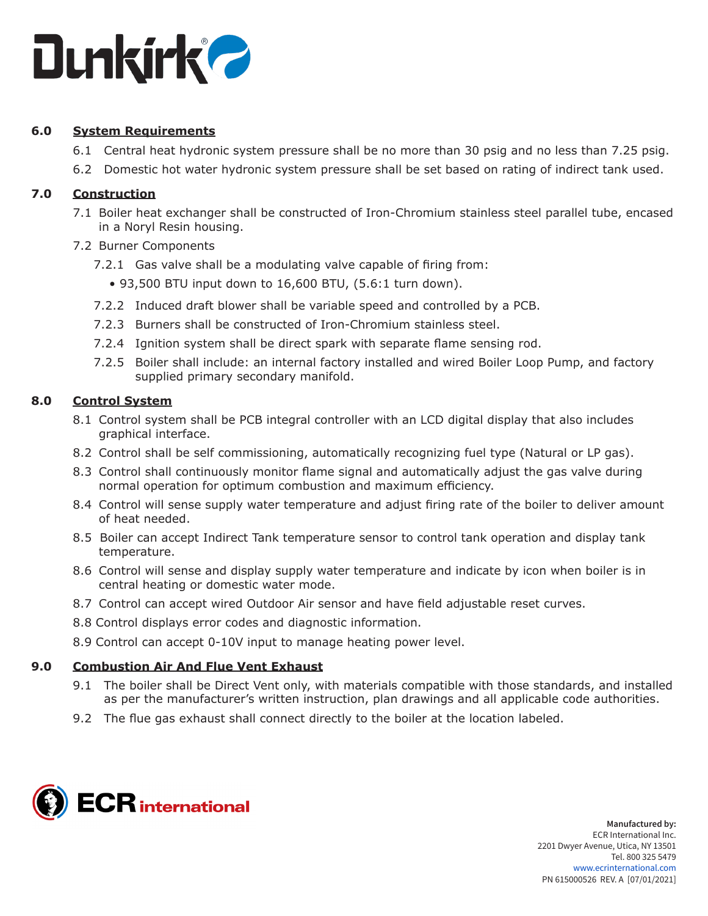## 6.0 System Requirements

6.1 Central heat hydronic system pressure shall be no more than 30 psig and no less than 7.25 psig.

6.2 Domestic hot water hydronic system pressure shall be set based on rating of indirect tank used.

## 7.0 Construction

7.1 Boiler heat exchanger shall be constructed of Iron-Chromium stainless steel parallel tube, encased in a Noryl Resin housing.

7.2 Burner Components

7.2.1 Gas valve shall be a modulating valve capable of firing from:

- 93,500 BTU input down to 16,600 BTU, (5.6:1 turn down).

7.2.2 Induced draft blower shall be variable speed and controlled by a PCB.

7.2.3 Burners shall be constructed of Iron-Chromium stainless steel.

7.2.4 Ignition system shall be direct spark with separate flame sensing rod.

7.2.5 Boiler shall include: an internal factory installed and wired Boiler Loop Pump, and factory supplied primary secondary manifold.

## 8.0 Control System

8.1 Control system shall be PCB integral controller with an LCD digital display that also includes graphical interface.

8.2 Control shall be self commissioning, automatically recognizing fuel type (Natural or LP gas).

8.3 Control shall continuously monitor flame signal and automatically adjust the gas valve during normal operation for optimum combustion and maximum efficiency.

8.4 Control will sense supply water temperature and adjust firing rate of the boiler to deliver amount of heat needed.

8.5 Boiler can accept Indirect Tank temperature sensor to control tank operation and display tank temperature.

8.6 Control will sense and display supply water temperature and indicate by icon when boiler is in central heating or domestic water mode.

8.7 Control can accept wired Outdoor Air sensor and have field adjustable reset curves.

8.8 Control displays error codes and diagnostic information.

8.9 Control can accept 0-10V input to manage heating power level.

## 9.0 Combustion Air And Flue Vent Exhaust

9.1 The boiler shall be Direct Vent only, with materials compatible with those standards, and installed as per the manufacturer's written instruction, plan drawings and all applicable code authorities.

9.2 The flue gas exhaust shall connect directly to the boiler at the location labeled.

**Manufactured by:**
ECR International Inc.
2201 Dwyer Avenue, Utica, NY 13501
Tel. 800 325 5479
www.ecrinternational.com
PN 615000526 REV. A [07/01/2021]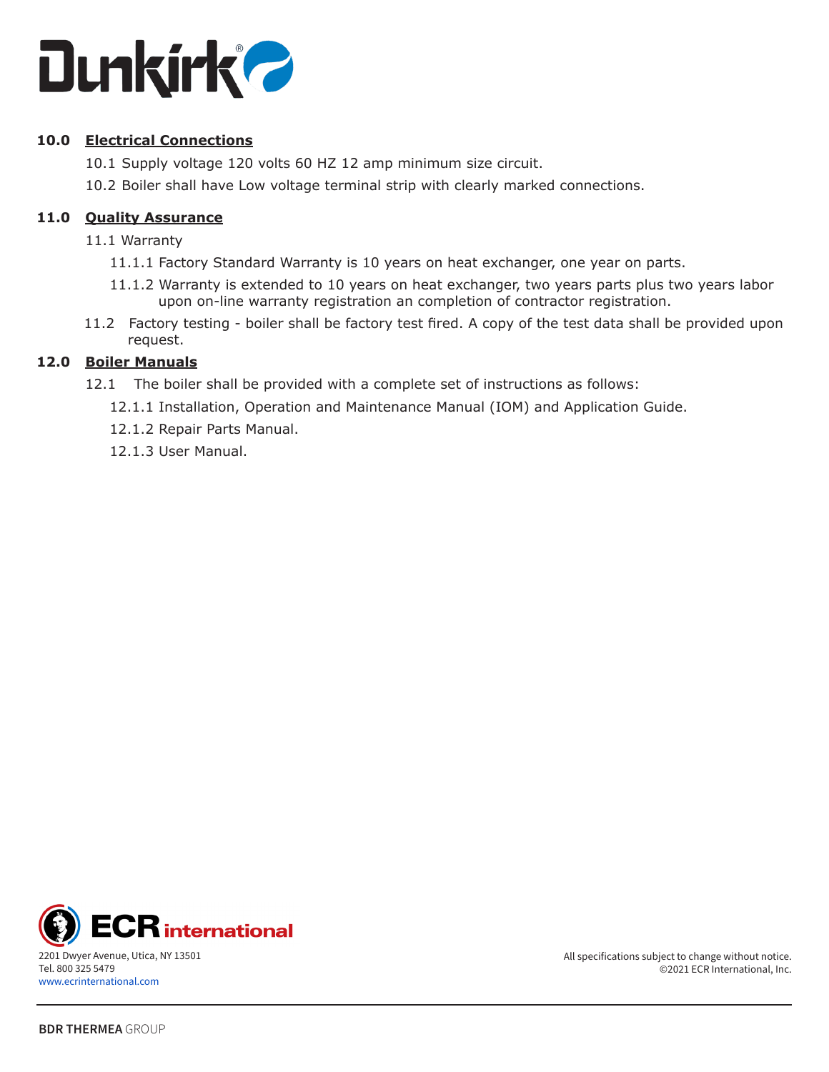## 10.0 Electrical Connections

10.1 Supply voltage 120 volts 60 HZ 12 amp minimum size circuit.

10.2 Boiler shall have Low voltage terminal strip with clearly marked connections.

## 11.0 Quality Assurance

11.1 Warranty

11.1.1 Factory Standard Warranty is 10 years on heat exchanger, one year on parts.

11.1.2 Warranty is extended to 10 years on heat exchanger, two years parts plus two years labor upon on-line warranty registration an completion of contractor registration.

11.2 Factory testing - boiler shall be factory test fired. A copy of the test data shall be provided upon request.

## 12.0 Boiler Manuals

12.1 The boiler shall be provided with a complete set of instructions as follows:

12.1.1 Installation, Operation and Maintenance Manual (IOM) and Application Guide.

12.1.2 Repair Parts Manual.

12.1.3 User Manual.

2201 Dwyer Avenue, Utica, NY 13501
Tel. 800 325 5479
www.ecrinternational.com

All specifications subject to change without notice.
©2021 ECR International, Inc.

BDR THERMEA GROUP